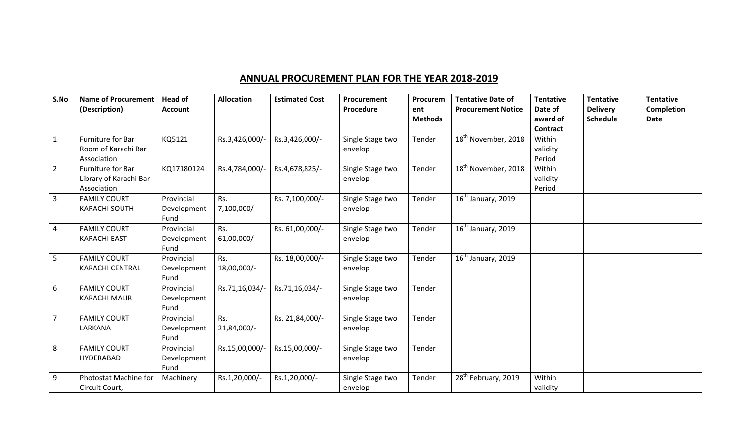## ANNUAL PROCUREMENT PLAN FOR THE YEAR 2018-2019

| S.No | Name of Procurement (Description) | Head of Account | Allocation | Estimated Cost | Procurement Procedure | Procurement Methods | Tentative Date of Procurement Notice | Tentative Date of award of Contract | Tentative Delivery Schedule | Tentative Completion Date |
|---|---|---|---|---|---|---|---|---|---|---|
| 1 | Furniture for Bar Room of Karachi Bar Association | KQ5121 | Rs.3,426,000/- | Rs.3,426,000/- | Single Stage two envelop | Tender | 18th November, 2018 | Within validity Period | | |
| 2 | Furniture for Bar Library of Karachi Bar Association | KQ17180124 | Rs.4,784,000/- | Rs.4,678,825/- | Single Stage two envelop | Tender | 18th November, 2018 | Within validity Period | | |
| 3 | FAMILY COURT KARACHI SOUTH | Provincial Development Fund | Rs. 7,100,000/- | Rs. 7,100,000/- | Single Stage two envelop | Tender | 16th January, 2019 | | | |
| 4 | FAMILY COURT KARACHI EAST | Provincial Development Fund | Rs. 61,00,000/- | Rs. 61,00,000/- | Single Stage two envelop | Tender | 16th January, 2019 | | | |
| 5 | FAMILY COURT KARACHI CENTRAL | Provincial Development Fund | Rs. 18,00,000/- | Rs. 18,00,000/- | Single Stage two envelop | Tender | 16th January, 2019 | | | |
| 6 | FAMILY COURT KARACHI MALIR | Provincial Development Fund | Rs.71,16,034/- | Rs.71,16,034/- | Single Stage two envelop | Tender | | | | |
| 7 | FAMILY COURT LARKANA | Provincial Development Fund | Rs. 21,84,000/- | Rs. 21,84,000/- | Single Stage two envelop | Tender | | | | |
| 8 | FAMILY COURT HYDERABAD | Provincial Development Fund | Rs.15,00,000/- | Rs.15,00,000/- | Single Stage two envelop | Tender | | | | |
| 9 | Photostat Machine for Circuit Court, | Machinery | Rs.1,20,000/- | Rs.1,20,000/- | Single Stage two envelop | Tender | 28th February, 2019 | Within validity | | |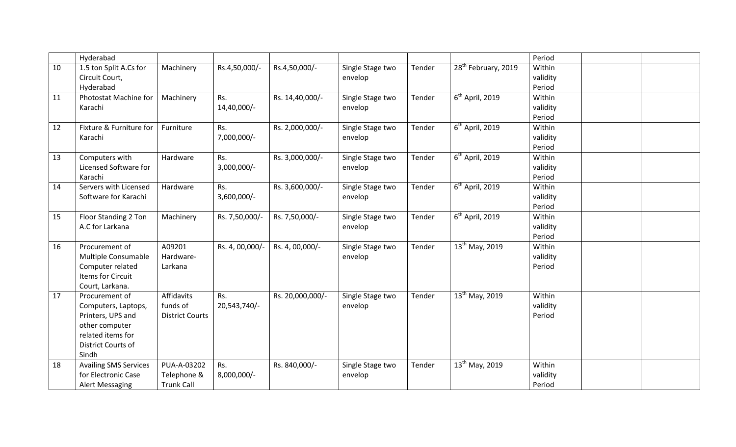| | | | | | | | | | | |
|---|---|---|---|---|---|---|---|---|---|---|
| | Hyderabad | | | | | | | Period | | |
| 10 | 1.5 ton Split A.Cs for Circuit Court, Hyderabad | Machinery | Rs.4,50,000/- | Rs.4,50,000/- | Single Stage two envelop | Tender | 28th February, 2019 | Within validity Period | | |
| 11 | Photostat Machine for Karachi | Machinery | Rs. 14,40,000/- | Rs. 14,40,000/- | Single Stage two envelop | Tender | 6th April, 2019 | Within validity Period | | |
| 12 | Fixture & Furniture for Karachi | Furniture | Rs. 7,000,000/- | Rs. 2,000,000/- | Single Stage two envelop | Tender | 6th April, 2019 | Within validity Period | | |
| 13 | Computers with Licensed Software for Karachi | Hardware | Rs. 3,000,000/- | Rs. 3,000,000/- | Single Stage two envelop | Tender | 6th April, 2019 | Within validity Period | | |
| 14 | Servers with Licensed Software for Karachi | Hardware | Rs. 3,600,000/- | Rs. 3,600,000/- | Single Stage two envelop | Tender | 6th April, 2019 | Within validity Period | | |
| 15 | Floor Standing 2 Ton A.C for Larkana | Machinery | Rs. 7,50,000/- | Rs. 7,50,000/- | Single Stage two envelop | Tender | 6th April, 2019 | Within validity Period | | |
| 16 | Procurement of Multiple Consumable Computer related Items for Circuit Court, Larkana. | A09201 Hardware-Larkana | Rs. 4, 00,000/- | Rs. 4, 00,000/- | Single Stage two envelop | Tender | 13th May, 2019 | Within validity Period | | |
| 17 | Procurement of Computers, Laptops, Printers, UPS and other computer related items for District Courts of Sindh | Affidavits funds of District Courts | Rs. 20,543,740/- | Rs. 20,000,000/- | Single Stage two envelop | Tender | 13th May, 2019 | Within validity Period | | |
| 18 | Availing SMS Services for Electronic Case Alert Messaging | PUA-A-03202 Telephone & Trunk Call | Rs. 8,000,000/- | Rs. 840,000/- | Single Stage two envelop | Tender | 13th May, 2019 | Within validity Period | | |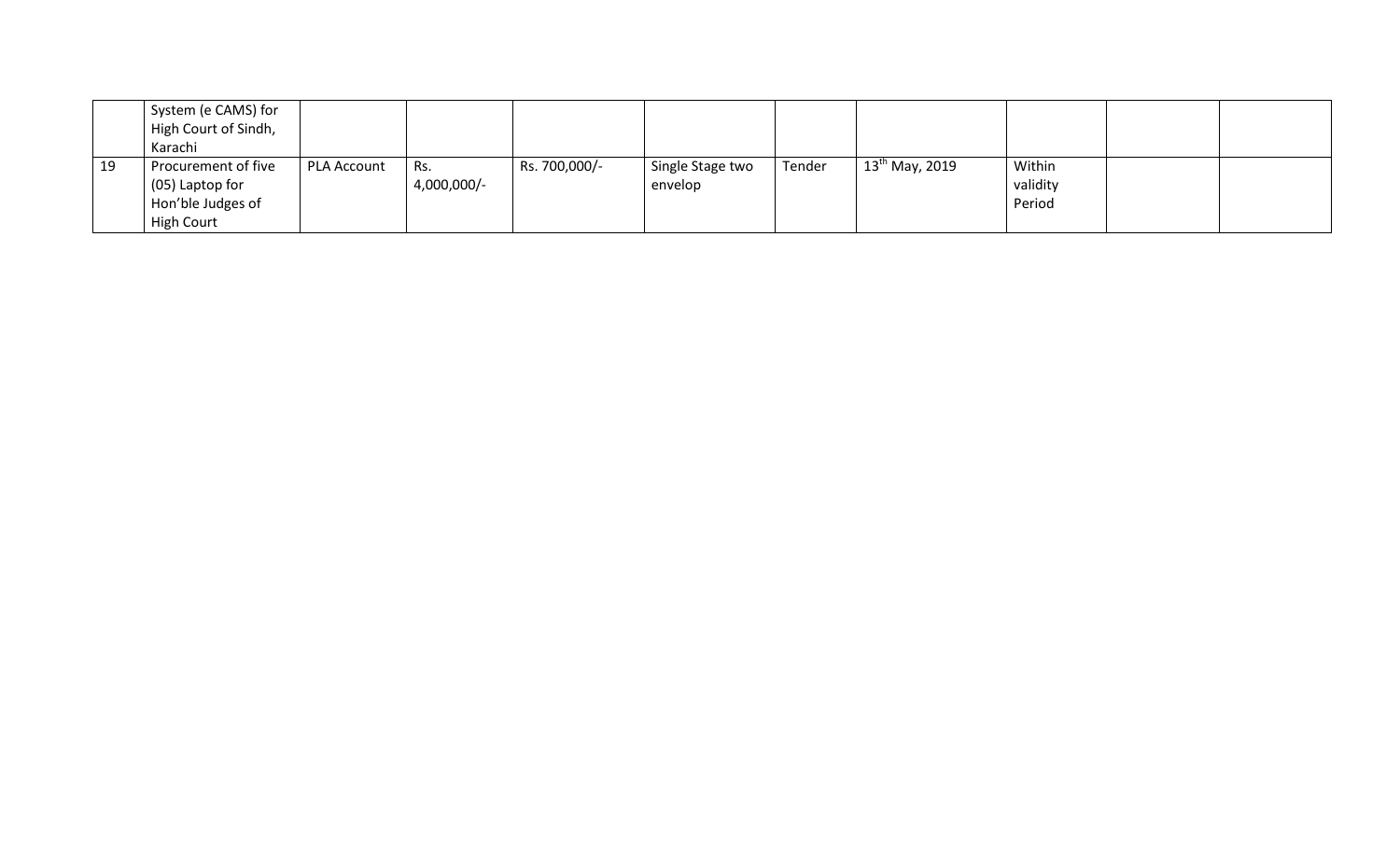| | | | | | | | | | | |
|---|---|---|---|---|---|---|---|---|---|---|
| | System (e CAMS) for High Court of Sindh, Karachi | | | | | | | | | |
| 19 | Procurement of five (05) Laptop for Hon'ble Judges of High Court | PLA Account | Rs. 4,000,000/- | Rs. 700,000/- | Single Stage two envelop | Tender | 13th May, 2019 | Within validity Period | | |